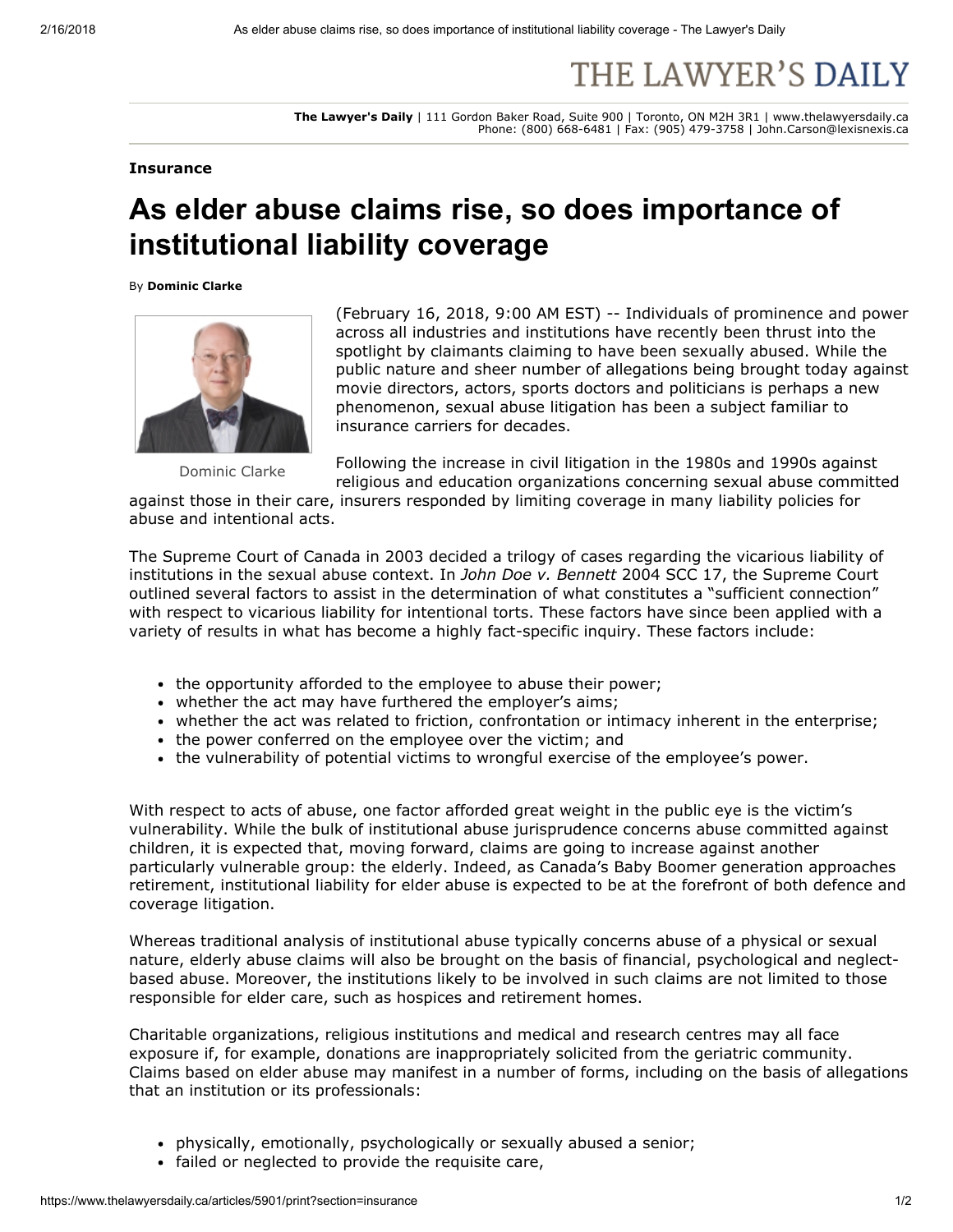# THE LAWYER'S DAILY

**The Lawyer's Daily** | 111 Gordon Baker Road, Suite 900 | Toronto, ON M2H 3R1 | www.thelawyersdaily.ca
Phone: (800) 668-6481 | Fax: (905) 479-3758 | John.Carson@lexisnexis.ca

**Insurance**

## As elder abuse claims rise, so does importance of institutional liability coverage

By **Dominic Clarke**

Dominic Clarke

(February 16, 2018, 9:00 AM EST) -- Individuals of prominence and power across all industries and institutions have recently been thrust into the spotlight by claimants claiming to have been sexually abused. While the public nature and sheer number of allegations being brought today against movie directors, actors, sports doctors and politicians is perhaps a new phenomenon, sexual abuse litigation has been a subject familiar to insurance carriers for decades.

Following the increase in civil litigation in the 1980s and 1990s against religious and education organizations concerning sexual abuse committed against those in their care, insurers responded by limiting coverage in many liability policies for abuse and intentional acts.

The Supreme Court of Canada in 2003 decided a trilogy of cases regarding the vicarious liability of institutions in the sexual abuse context. In *John Doe v. Bennett* 2004 SCC 17, the Supreme Court outlined several factors to assist in the determination of what constitutes a "sufficient connection" with respect to vicarious liability for intentional torts. These factors have since been applied with a variety of results in what has become a highly fact-specific inquiry. These factors include:

- the opportunity afforded to the employee to abuse their power;
- whether the act may have furthered the employer's aims;
- whether the act was related to friction, confrontation or intimacy inherent in the enterprise;
- the power conferred on the employee over the victim; and
- the vulnerability of potential victims to wrongful exercise of the employee's power.

With respect to acts of abuse, one factor afforded great weight in the public eye is the victim's vulnerability. While the bulk of institutional abuse jurisprudence concerns abuse committed against children, it is expected that, moving forward, claims are going to increase against another particularly vulnerable group: the elderly. Indeed, as Canada's Baby Boomer generation approaches retirement, institutional liability for elder abuse is expected to be at the forefront of both defence and coverage litigation.

Whereas traditional analysis of institutional abuse typically concerns abuse of a physical or sexual nature, elderly abuse claims will also be brought on the basis of financial, psychological and neglect-based abuse. Moreover, the institutions likely to be involved in such claims are not limited to those responsible for elder care, such as hospices and retirement homes.

Charitable organizations, religious institutions and medical and research centres may all face exposure if, for example, donations are inappropriately solicited from the geriatric community. Claims based on elder abuse may manifest in a number of forms, including on the basis of allegations that an institution or its professionals:

- physically, emotionally, psychologically or sexually abused a senior;
- failed or neglected to provide the requisite care,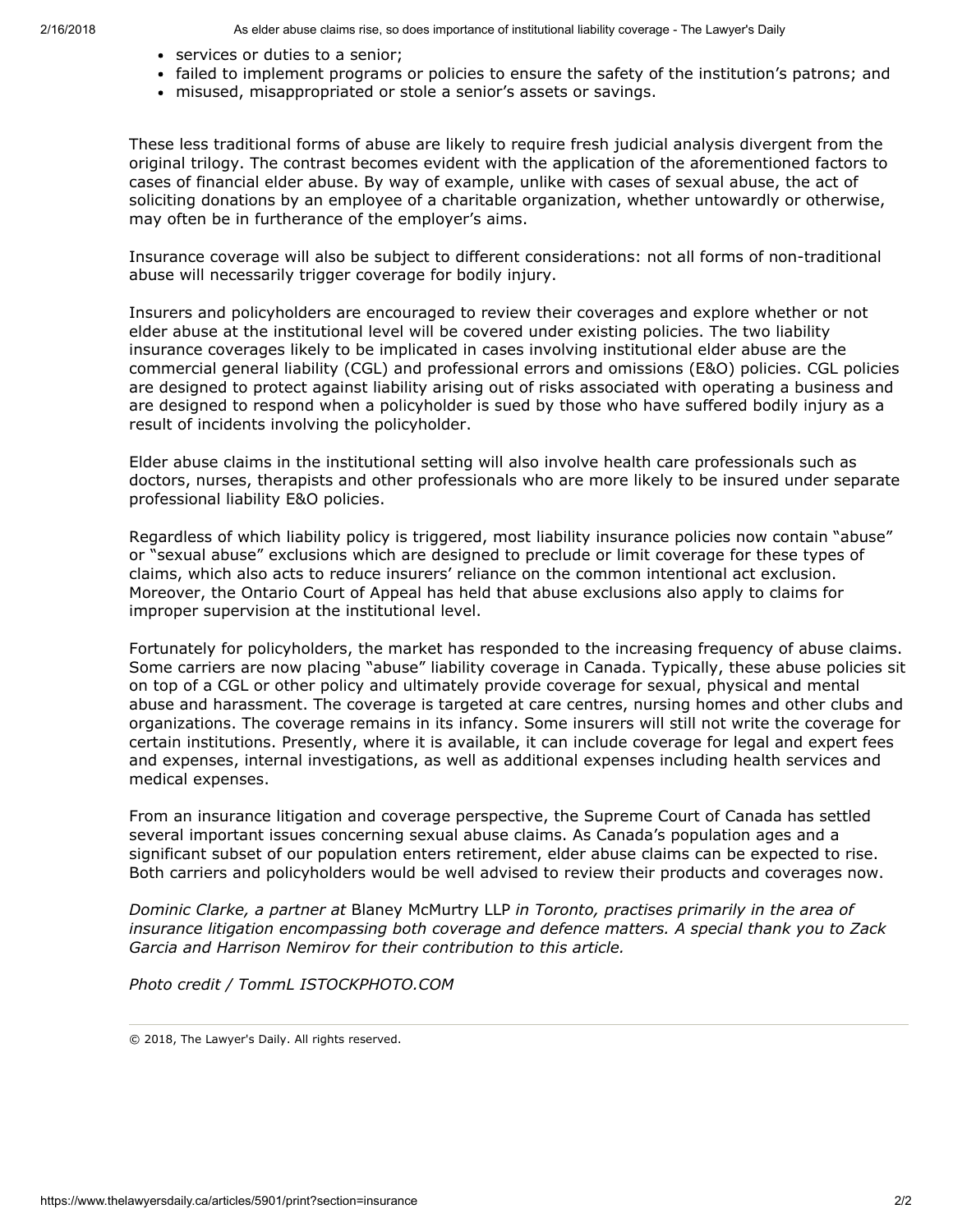- services or duties to a senior;
- failed to implement programs or policies to ensure the safety of the institution's patrons; and
- misused, misappropriated or stole a senior's assets or savings.

These less traditional forms of abuse are likely to require fresh judicial analysis divergent from the original trilogy. The contrast becomes evident with the application of the aforementioned factors to cases of financial elder abuse. By way of example, unlike with cases of sexual abuse, the act of soliciting donations by an employee of a charitable organization, whether untowardly or otherwise, may often be in furtherance of the employer's aims.

Insurance coverage will also be subject to different considerations: not all forms of non-traditional abuse will necessarily trigger coverage for bodily injury.

Insurers and policyholders are encouraged to review their coverages and explore whether or not elder abuse at the institutional level will be covered under existing policies. The two liability insurance coverages likely to be implicated in cases involving institutional elder abuse are the commercial general liability (CGL) and professional errors and omissions (E&O) policies. CGL policies are designed to protect against liability arising out of risks associated with operating a business and are designed to respond when a policyholder is sued by those who have suffered bodily injury as a result of incidents involving the policyholder.

Elder abuse claims in the institutional setting will also involve health care professionals such as doctors, nurses, therapists and other professionals who are more likely to be insured under separate professional liability E&O policies.

Regardless of which liability policy is triggered, most liability insurance policies now contain "abuse" or "sexual abuse" exclusions which are designed to preclude or limit coverage for these types of claims, which also acts to reduce insurers' reliance on the common intentional act exclusion. Moreover, the Ontario Court of Appeal has held that abuse exclusions also apply to claims for improper supervision at the institutional level.

Fortunately for policyholders, the market has responded to the increasing frequency of abuse claims. Some carriers are now placing "abuse" liability coverage in Canada. Typically, these abuse policies sit on top of a CGL or other policy and ultimately provide coverage for sexual, physical and mental abuse and harassment. The coverage is targeted at care centres, nursing homes and other clubs and organizations. The coverage remains in its infancy. Some insurers will still not write the coverage for certain institutions. Presently, where it is available, it can include coverage for legal and expert fees and expenses, internal investigations, as well as additional expenses including health services and medical expenses.

From an insurance litigation and coverage perspective, the Supreme Court of Canada has settled several important issues concerning sexual abuse claims. As Canada's population ages and a significant subset of our population enters retirement, elder abuse claims can be expected to rise. Both carriers and policyholders would be well advised to review their products and coverages now.

*Dominic Clarke, a partner at* Blaney McMurtry LLP *in Toronto, practises primarily in the area of insurance litigation encompassing both coverage and defence matters. A special thank you to Zack Garcia and Harrison Nemirov for their contribution to this article.*

*Photo credit / TommL ISTOCKPHOTO.COM*

© 2018, The Lawyer's Daily. All rights reserved.